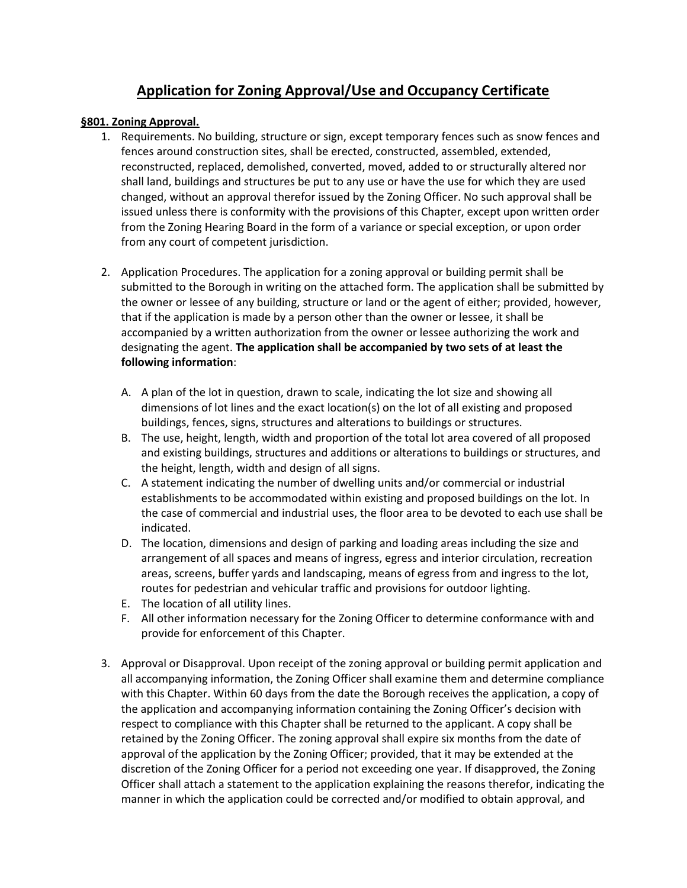# Application for Zoning Approval/Use and Occupancy Certificate

## §801. Zoning Approval.

1. Requirements. No building, structure or sign, except temporary fences such as snow fences and fences around construction sites, shall be erected, constructed, assembled, extended, reconstructed, replaced, demolished, converted, moved, added to or structurally altered nor shall land, buildings and structures be put to any use or have the use for which they are used changed, without an approval therefor issued by the Zoning Officer. No such approval shall be issued unless there is conformity with the provisions of this Chapter, except upon written order from the Zoning Hearing Board in the form of a variance or special exception, or upon order from any court of competent jurisdiction.

2. Application Procedures. The application for a zoning approval or building permit shall be submitted to the Borough in writing on the attached form. The application shall be submitted by the owner or lessee of any building, structure or land or the agent of either; provided, however, that if the application is made by a person other than the owner or lessee, it shall be accompanied by a written authorization from the owner or lessee authorizing the work and designating the agent. **The application shall be accompanied by two sets of at least the following information**:

   A. A plan of the lot in question, drawn to scale, indicating the lot size and showing all dimensions of lot lines and the exact location(s) on the lot of all existing and proposed buildings, fences, signs, structures and alterations to buildings or structures.
   B. The use, height, length, width and proportion of the total lot area covered of all proposed and existing buildings, structures and additions or alterations to buildings or structures, and the height, length, width and design of all signs.
   C. A statement indicating the number of dwelling units and/or commercial or industrial establishments to be accommodated within existing and proposed buildings on the lot. In the case of commercial and industrial uses, the floor area to be devoted to each use shall be indicated.
   D. The location, dimensions and design of parking and loading areas including the size and arrangement of all spaces and means of ingress, egress and interior circulation, recreation areas, screens, buffer yards and landscaping, means of egress from and ingress to the lot, routes for pedestrian and vehicular traffic and provisions for outdoor lighting.
   E. The location of all utility lines.
   F. All other information necessary for the Zoning Officer to determine conformance with and provide for enforcement of this Chapter.

3. Approval or Disapproval. Upon receipt of the zoning approval or building permit application and all accompanying information, the Zoning Officer shall examine them and determine compliance with this Chapter. Within 60 days from the date the Borough receives the application, a copy of the application and accompanying information containing the Zoning Officer's decision with respect to compliance with this Chapter shall be returned to the applicant. A copy shall be retained by the Zoning Officer. The zoning approval shall expire six months from the date of approval of the application by the Zoning Officer; provided, that it may be extended at the discretion of the Zoning Officer for a period not exceeding one year. If disapproved, the Zoning Officer shall attach a statement to the application explaining the reasons therefor, indicating the manner in which the application could be corrected and/or modified to obtain approval, and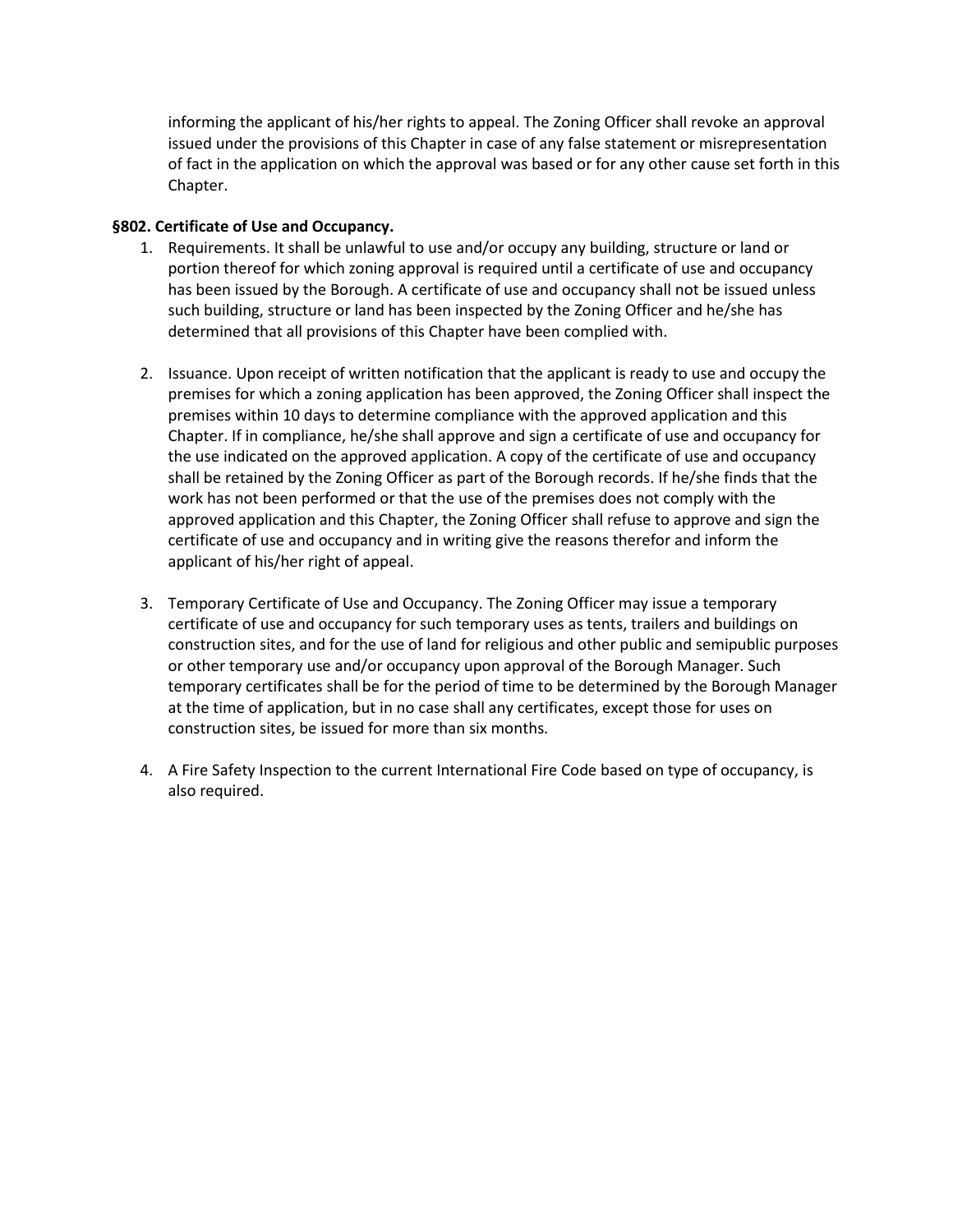informing the applicant of his/her rights to appeal. The Zoning Officer shall revoke an approval issued under the provisions of this Chapter in case of any false statement or misrepresentation of fact in the application on which the approval was based or for any other cause set forth in this Chapter.

**§802. Certificate of Use and Occupancy.**

1. Requirements. It shall be unlawful to use and/or occupy any building, structure or land or portion thereof for which zoning approval is required until a certificate of use and occupancy has been issued by the Borough. A certificate of use and occupancy shall not be issued unless such building, structure or land has been inspected by the Zoning Officer and he/she has determined that all provisions of this Chapter have been complied with.

2. Issuance. Upon receipt of written notification that the applicant is ready to use and occupy the premises for which a zoning application has been approved, the Zoning Officer shall inspect the premises within 10 days to determine compliance with the approved application and this Chapter. If in compliance, he/she shall approve and sign a certificate of use and occupancy for the use indicated on the approved application. A copy of the certificate of use and occupancy shall be retained by the Zoning Officer as part of the Borough records. If he/she finds that the work has not been performed or that the use of the premises does not comply with the approved application and this Chapter, the Zoning Officer shall refuse to approve and sign the certificate of use and occupancy and in writing give the reasons therefor and inform the applicant of his/her right of appeal.

3. Temporary Certificate of Use and Occupancy. The Zoning Officer may issue a temporary certificate of use and occupancy for such temporary uses as tents, trailers and buildings on construction sites, and for the use of land for religious and other public and semipublic purposes or other temporary use and/or occupancy upon approval of the Borough Manager. Such temporary certificates shall be for the period of time to be determined by the Borough Manager at the time of application, but in no case shall any certificates, except those for uses on construction sites, be issued for more than six months.

4. A Fire Safety Inspection to the current International Fire Code based on type of occupancy, is also required.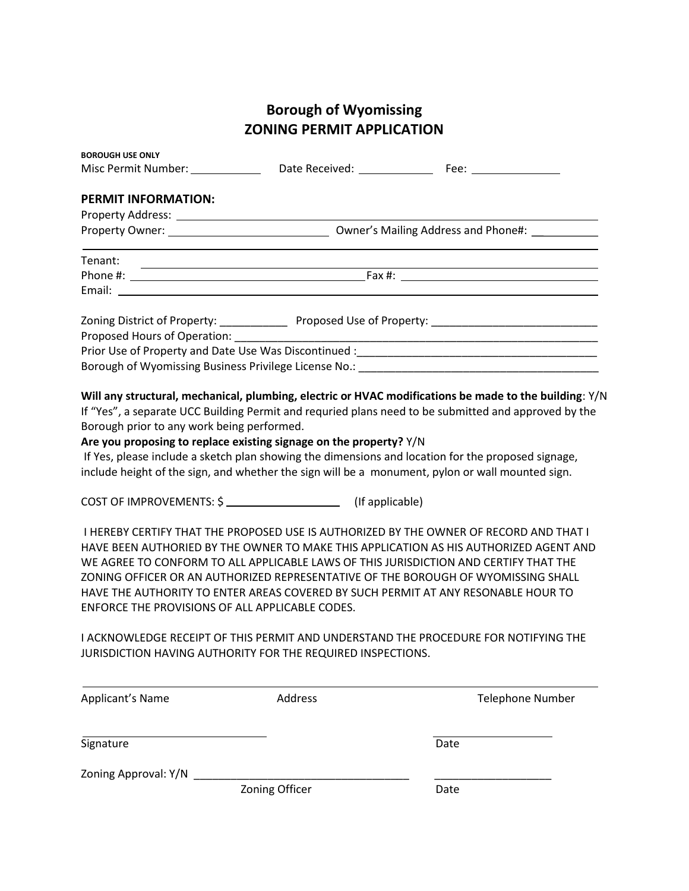## Borough of Wyomissing
## ZONING PERMIT APPLICATION

**BOROUGH USE ONLY**

Misc Permit Number: ____________ Date Received: ____________ Fee: ______________

### PERMIT INFORMATION:

Property Address: ______________________________________________

Property Owner: ___________________________ Owner's Mailing Address and Phone#: ___________

______________________________________________

Tenant: ______________________________________________

Phone #: ______________________________ Fax #: ______________________________

Email: ______________________________________________

Zoning District of Property: ___________ Proposed Use of Property: ___________________________

Proposed Hours of Operation: ______________________________________________

Prior Use of Property and Date Use Was Discontinued :______________________________________

Borough of Wyomissing Business Privilege License No.: ______________________________________

**Will any structural, mechanical, plumbing, electric or HVAC modifications be made to the building**: Y/N
If "Yes", a separate UCC Building Permit and requried plans need to be submitted and approved by the Borough prior to any work being performed.

**Are you proposing to replace existing signage on the property?** Y/N
If Yes, please include a sketch plan showing the dimensions and location for the proposed signage, include height of the sign, and whether the sign will be a monument, pylon or wall mounted sign.

COST OF IMPROVEMENTS: $ ___________________ (If applicable)

I HEREBY CERTIFY THAT THE PROPOSED USE IS AUTHORIZED BY THE OWNER OF RECORD AND THAT I HAVE BEEN AUTHORIED BY THE OWNER TO MAKE THIS APPLICATION AS HIS AUTHORIZED AGENT AND WE AGREE TO CONFORM TO ALL APPLICABLE LAWS OF THIS JURISDICTION AND CERTIFY THAT THE ZONING OFFICER OR AN AUTHORIZED REPRESENTATIVE OF THE BOROUGH OF WYOMISSING SHALL HAVE THE AUTHORITY TO ENTER AREAS COVERED BY SUCH PERMIT AT ANY RESONABLE HOUR TO ENFORCE THE PROVISIONS OF ALL APPLICABLE CODES.

I ACKNOWLEDGE RECEIPT OF THIS PERMIT AND UNDERSTAND THE PROCEDURE FOR NOTIFYING THE JURISDICTION HAVING AUTHORITY FOR THE REQUIRED INSPECTIONS.

______________________________________________

Applicant's Name Address Telephone Number

______________________________ ____________________

Signature Date

Zoning Approval: Y/N ___________________________________ ___________________

Zoning Officer Date